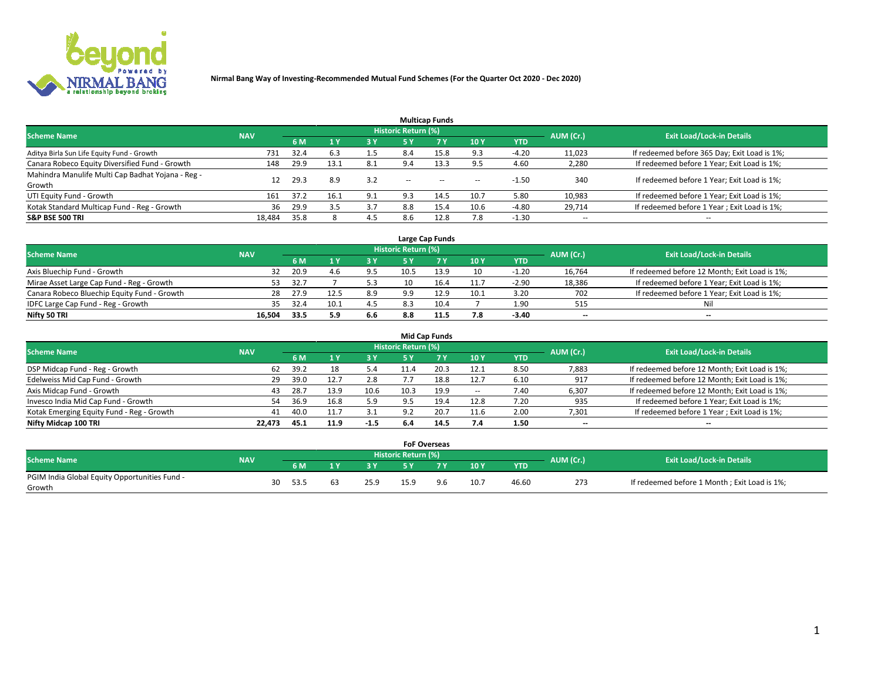**Nirmal Bang Way of Investing-Recommended Mutual Fund Schemes (For the Quarter Oct 2020 - Dec 2020)**

### Multicap Funds

| Scheme Name | NAV | Historic Return (%) | | | | | | | AUM (Cr.) | Exit Load/Lock-in Details |
|---|---|---|---|---|---|---|---|---|---|---|
| | | 6 M | 1 Y | 3 Y | 5 Y | 7 Y | 10 Y | YTD | | |
| Aditya Birla Sun Life Equity Fund - Growth | 731 | 32.4 | 6.3 | 1.5 | 8.4 | 15.8 | 9.3 | -4.20 | 11,023 | If redeemed before 365 Day; Exit Load is 1%; |
| Canara Robeco Equity Diversified Fund - Growth | 148 | 29.9 | 13.1 | 8.1 | 9.4 | 13.3 | 9.5 | 4.60 | 2,280 | If redeemed before 1 Year; Exit Load is 1%; |
| Mahindra Manulife Multi Cap Badhat Yojana - Reg - Growth | 12 | 29.3 | 8.9 | 3.2 | -- | -- | -- | -1.50 | 340 | If redeemed before 1 Year; Exit Load is 1%; |
| UTI Equity Fund - Growth | 161 | 37.2 | 16.1 | 9.1 | 9.3 | 14.5 | 10.7 | 5.80 | 10,983 | If redeemed before 1 Year; Exit Load is 1%; |
| Kotak Standard Multicap Fund - Reg - Growth | 36 | 29.9 | 3.5 | 3.7 | 8.8 | 15.4 | 10.6 | -4.80 | 29,714 | If redeemed before 1 Year ; Exit Load is 1%; |
| **S&P BSE 500 TRI** | **18,484** | **35.8** | **8** | **4.5** | **8.6** | **12.8** | **7.8** | **-1.30** | -- | -- |

### Large Cap Funds

| Scheme Name | NAV | Historic Return (%) | | | | | | | AUM (Cr.) | Exit Load/Lock-in Details |
|---|---|---|---|---|---|---|---|---|---|---|
| | | 6 M | 1 Y | 3 Y | 5 Y | 7 Y | 10 Y | YTD | | |
| Axis Bluechip Fund - Growth | 32 | 20.9 | 4.6 | 9.5 | 10.5 | 13.9 | 10 | -1.20 | 16,764 | If redeemed before 12 Month; Exit Load is 1%; |
| Mirae Asset Large Cap Fund - Reg - Growth | 53 | 32.7 | 7 | 5.3 | 10 | 16.4 | 11.7 | -2.90 | 18,386 | If redeemed before 1 Year; Exit Load is 1%; |
| Canara Robeco Bluechip Equity Fund - Growth | 28 | 27.9 | 12.5 | 8.9 | 9.9 | 12.9 | 10.1 | 3.20 | 702 | If redeemed before 1 Year; Exit Load is 1%; |
| IDFC Large Cap Fund - Reg - Growth | 35 | 32.4 | 10.1 | 4.5 | 8.3 | 10.4 | 7 | 1.90 | 515 | Nil |
| **Nifty 50 TRI** | **16,504** | **33.5** | **5.9** | **6.6** | **8.8** | **11.5** | **7.8** | **-3.40** | -- | -- |

### Mid Cap Funds

| Scheme Name | NAV | Historic Return (%) | | | | | | | AUM (Cr.) | Exit Load/Lock-in Details |
|---|---|---|---|---|---|---|---|---|---|---|
| | | 6 M | 1 Y | 3 Y | 5 Y | 7 Y | 10 Y | YTD | | |
| DSP Midcap Fund - Reg - Growth | 62 | 39.2 | 18 | 5.4 | 11.4 | 20.3 | 12.1 | 8.50 | 7,883 | If redeemed before 12 Month; Exit Load is 1%; |
| Edelweiss Mid Cap Fund - Growth | 29 | 39.0 | 12.7 | 2.8 | 7.7 | 18.8 | 12.7 | 6.10 | 917 | If redeemed before 12 Month; Exit Load is 1%; |
| Axis Midcap Fund - Growth | 43 | 28.7 | 13.9 | 10.6 | 10.3 | 19.9 | -- | 7.40 | 6,307 | If redeemed before 12 Month; Exit Load is 1%; |
| Invesco India Mid Cap Fund - Growth | 54 | 36.9 | 16.8 | 5.9 | 9.5 | 19.4 | 12.8 | 7.20 | 935 | If redeemed before 1 Year; Exit Load is 1%; |
| Kotak Emerging Equity Fund - Reg - Growth | 41 | 40.0 | 11.7 | 3.1 | 9.2 | 20.7 | 11.6 | 2.00 | 7,301 | If redeemed before 1 Year ; Exit Load is 1%; |
| **Nifty Midcap 100 TRI** | **22,473** | **45.1** | **11.9** | **-1.5** | **6.4** | **14.5** | **7.4** | **1.50** | -- | -- |

### FoF Overseas

| Scheme Name | NAV | Historic Return (%) | | | | | | | AUM (Cr.) | Exit Load/Lock-in Details |
|---|---|---|---|---|---|---|---|---|---|---|
| | | 6 M | 1 Y | 3 Y | 5 Y | 7 Y | 10 Y | YTD | | |
| PGIM India Global Equity Opportunities Fund - Growth | 30 | 53.5 | 63 | 25.9 | 15.9 | 9.6 | 10.7 | 46.60 | 273 | If redeemed before 1 Month ; Exit Load is 1%; |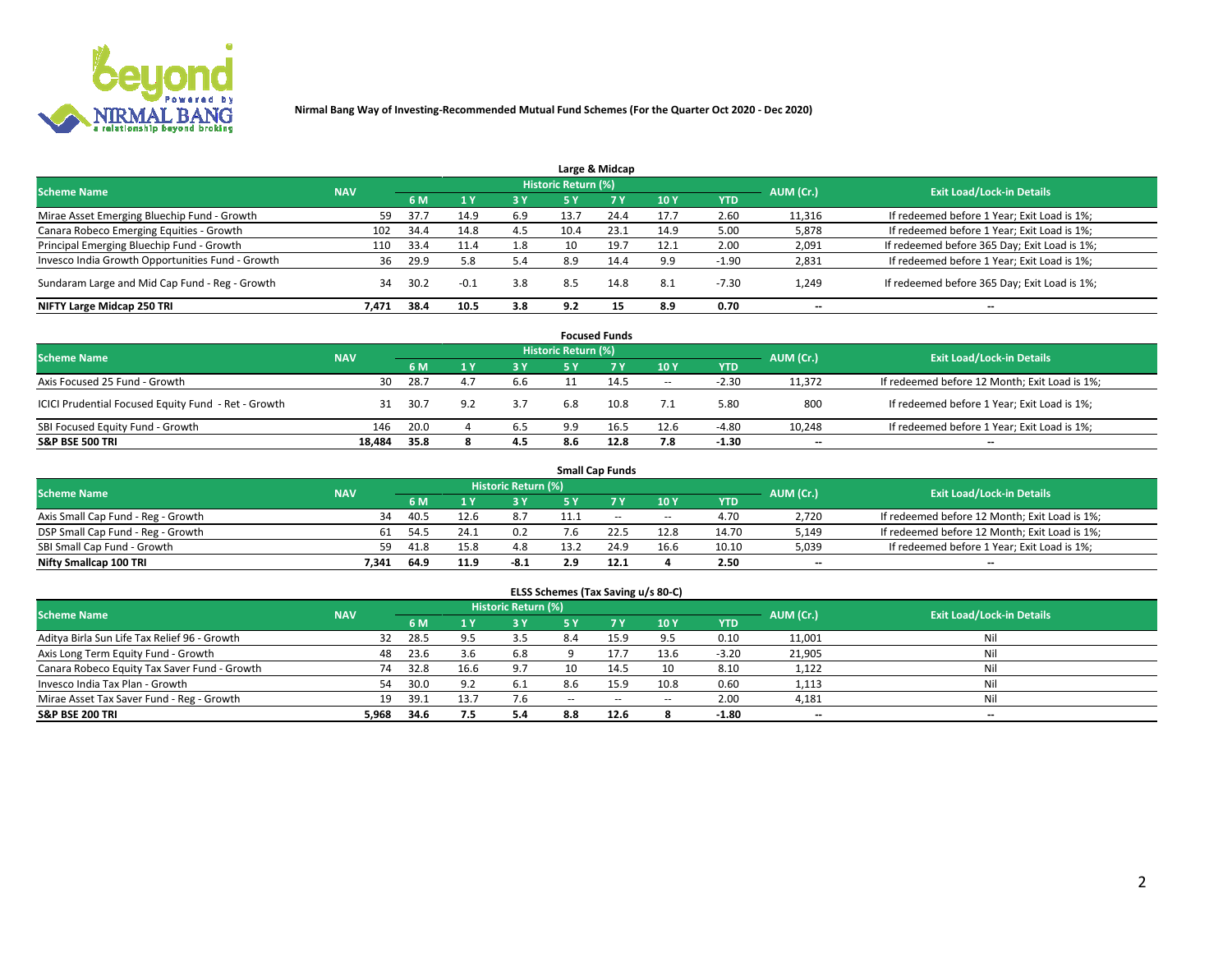**Nirmal Bang Way of Investing-Recommended Mutual Fund Schemes (For the Quarter Oct 2020 - Dec 2020)**

### Large & Midcap

| Scheme Name | NAV | Historic Return (%) | | | | | | | AUM (Cr.) | Exit Load/Lock-in Details |
|---|---|---|---|---|---|---|---|---|---|---|
| | | 6 M | 1 Y | 3 Y | 5 Y | 7 Y | 10 Y | YTD | | |
| Mirae Asset Emerging Bluechip Fund - Growth | 59 | 37.7 | 14.9 | 6.9 | 13.7 | 24.4 | 17.7 | 2.60 | 11,316 | If redeemed before 1 Year; Exit Load is 1%; |
| Canara Robeco Emerging Equities - Growth | 102 | 34.4 | 14.8 | 4.5 | 10.4 | 23.1 | 14.9 | 5.00 | 5,878 | If redeemed before 1 Year; Exit Load is 1%; |
| Principal Emerging Bluechip Fund - Growth | 110 | 33.4 | 11.4 | 1.8 | 10 | 19.7 | 12.1 | 2.00 | 2,091 | If redeemed before 365 Day; Exit Load is 1%; |
| Invesco India Growth Opportunities Fund - Growth | 36 | 29.9 | 5.8 | 5.4 | 8.9 | 14.4 | 9.9 | -1.90 | 2,831 | If redeemed before 1 Year; Exit Load is 1%; |
| Sundaram Large and Mid Cap Fund - Reg - Growth | 34 | 30.2 | -0.1 | 3.8 | 8.5 | 14.8 | 8.1 | -7.30 | 1,249 | If redeemed before 365 Day; Exit Load is 1%; |
| **NIFTY Large Midcap 250 TRI** | **7,471** | **38.4** | **10.5** | **3.8** | **9.2** | **15** | **8.9** | **0.70** | -- | -- |

### Focused Funds

| Scheme Name | NAV | Historic Return (%) | | | | | | | AUM (Cr.) | Exit Load/Lock-in Details |
|---|---|---|---|---|---|---|---|---|---|---|
| | | 6 M | 1 Y | 3 Y | 5 Y | 7 Y | 10 Y | YTD | | |
| Axis Focused 25 Fund - Growth | 30 | 28.7 | 4.7 | 6.6 | 11 | 14.5 | -- | -2.30 | 11,372 | If redeemed before 12 Month; Exit Load is 1%; |
| ICICI Prudential Focused Equity Fund - Ret - Growth | 31 | 30.7 | 9.2 | 3.7 | 6.8 | 10.8 | 7.1 | 5.80 | 800 | If redeemed before 1 Year; Exit Load is 1%; |
| SBI Focused Equity Fund - Growth | 146 | 20.0 | 4 | 6.5 | 9.9 | 16.5 | 12.6 | -4.80 | 10,248 | If redeemed before 1 Year; Exit Load is 1%; |
| **S&P BSE 500 TRI** | **18,484** | **35.8** | **8** | **4.5** | **8.6** | **12.8** | **7.8** | **-1.30** | -- | -- |

### Small Cap Funds

| Scheme Name | NAV | Historic Return (%) | | | | | | | AUM (Cr.) | Exit Load/Lock-in Details |
|---|---|---|---|---|---|---|---|---|---|---|
| | | 6 M | 1 Y | 3 Y | 5 Y | 7 Y | 10 Y | YTD | | |
| Axis Small Cap Fund - Reg - Growth | 34 | 40.5 | 12.6 | 8.7 | 11.1 | -- | -- | 4.70 | 2,720 | If redeemed before 12 Month; Exit Load is 1%; |
| DSP Small Cap Fund - Reg - Growth | 61 | 54.5 | 24.1 | 0.2 | 7.6 | 22.5 | 12.8 | 14.70 | 5,149 | If redeemed before 12 Month; Exit Load is 1%; |
| SBI Small Cap Fund - Growth | 59 | 41.8 | 15.8 | 4.8 | 13.2 | 24.9 | 16.6 | 10.10 | 5,039 | If redeemed before 1 Year; Exit Load is 1%; |
| **Nifty Smallcap 100 TRI** | **7,341** | **64.9** | **11.9** | **-8.1** | **2.9** | **12.1** | **4** | **2.50** | -- | -- |

### ELSS Schemes (Tax Saving u/s 80-C)

| Scheme Name | NAV | Historic Return (%) | | | | | | | AUM (Cr.) | Exit Load/Lock-in Details |
|---|---|---|---|---|---|---|---|---|---|---|
| | | 6 M | 1 Y | 3 Y | 5 Y | 7 Y | 10 Y | YTD | | |
| Aditya Birla Sun Life Tax Relief 96 - Growth | 32 | 28.5 | 9.5 | 3.5 | 8.4 | 15.9 | 9.5 | 0.10 | 11,001 | Nil |
| Axis Long Term Equity Fund - Growth | 48 | 23.6 | 3.6 | 6.8 | 9 | 17.7 | 13.6 | -3.20 | 21,905 | Nil |
| Canara Robeco Equity Tax Saver Fund - Growth | 74 | 32.8 | 16.6 | 9.7 | 10 | 14.5 | 10 | 8.10 | 1,122 | Nil |
| Invesco India Tax Plan - Growth | 54 | 30.0 | 9.2 | 6.1 | 8.6 | 15.9 | 10.8 | 0.60 | 1,113 | Nil |
| Mirae Asset Tax Saver Fund - Reg - Growth | 19 | 39.1 | 13.7 | 7.6 | -- | -- | -- | 2.00 | 4,181 | Nil |
| **S&P BSE 200 TRI** | **5,968** | **34.6** | **7.5** | **5.4** | **8.8** | **12.6** | **8** | **-1.80** | -- | -- |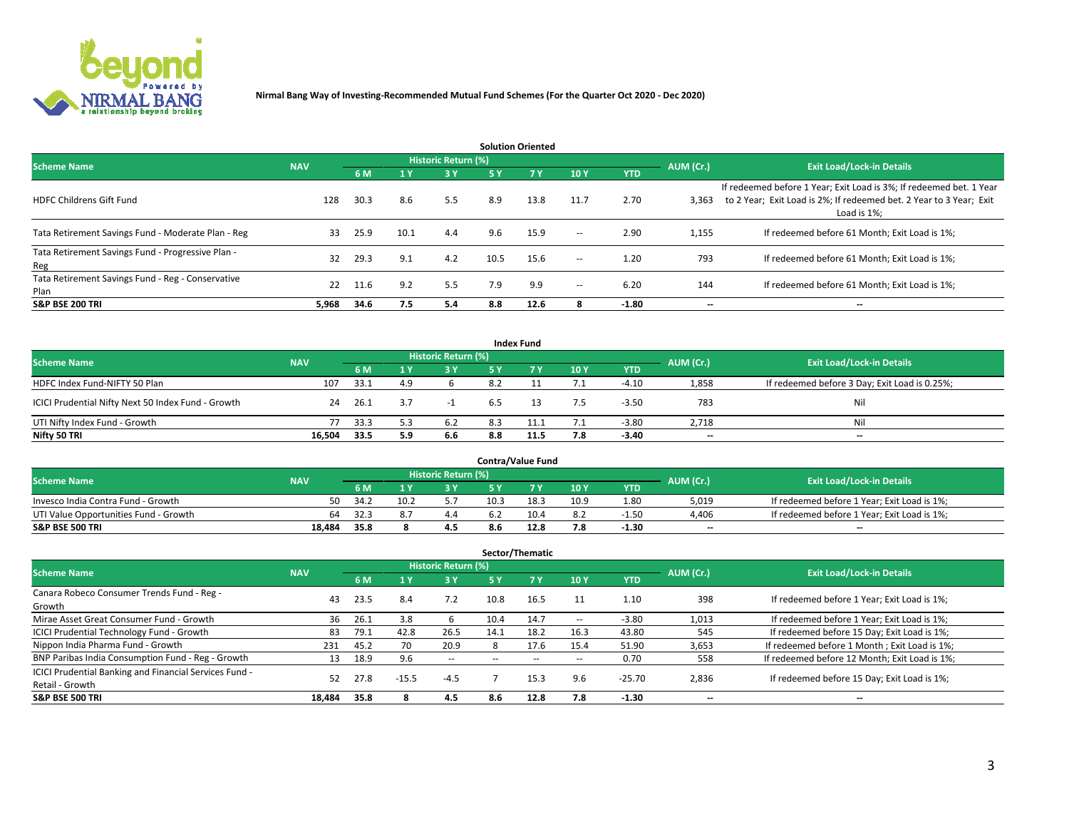Nirmal Bang Way of Investing-Recommended Mutual Fund Schemes (For the Quarter Oct 2020 - Dec 2020)

## Solution Oriented

| Scheme Name | NAV | Historic Return (%) | | | | | | | AUM (Cr.) | Exit Load/Lock-in Details |
|---|---|---|---|---|---|---|---|---|---|---|
| | | 6 M | 1 Y | 3 Y | 5 Y | 7 Y | 10 Y | YTD | | |
| HDFC Childrens Gift Fund | 128 | 30.3 | 8.6 | 5.5 | 8.9 | 13.8 | 11.7 | 2.70 | 3,363 | If redeemed before 1 Year; Exit Load is 3%; If redeemed bet. 1 Year to 2 Year; Exit Load is 2%; If redeemed bet. 2 Year to 3 Year; Exit Load is 1%; |
| Tata Retirement Savings Fund - Moderate Plan - Reg | 33 | 25.9 | 10.1 | 4.4 | 9.6 | 15.9 | -- | 2.90 | 1,155 | If redeemed before 61 Month; Exit Load is 1%; |
| Tata Retirement Savings Fund - Progressive Plan - Reg | 32 | 29.3 | 9.1 | 4.2 | 10.5 | 15.6 | -- | 1.20 | 793 | If redeemed before 61 Month; Exit Load is 1%; |
| Tata Retirement Savings Fund - Reg - Conservative Plan | 22 | 11.6 | 9.2 | 5.5 | 7.9 | 9.9 | -- | 6.20 | 144 | If redeemed before 61 Month; Exit Load is 1%; |
| **S&P BSE 200 TRI** | **5,968** | **34.6** | **7.5** | **5.4** | **8.8** | **12.6** | **8** | **-1.80** | **--** | **--** |

## Index Fund

| Scheme Name | NAV | Historic Return (%) | | | | | | | AUM (Cr.) | Exit Load/Lock-in Details |
|---|---|---|---|---|---|---|---|---|---|---|
| | | 6 M | 1 Y | 3 Y | 5 Y | 7 Y | 10 Y | YTD | | |
| HDFC Index Fund-NIFTY 50 Plan | 107 | 33.1 | 4.9 | 6 | 8.2 | 11 | 7.1 | -4.10 | 1,858 | If redeemed before 3 Day; Exit Load is 0.25%; |
| ICICI Prudential Nifty Next 50 Index Fund - Growth | 24 | 26.1 | 3.7 | -1 | 6.5 | 13 | 7.5 | -3.50 | 783 | Nil |
| UTI Nifty Index Fund - Growth | 77 | 33.3 | 5.3 | 6.2 | 8.3 | 11.1 | 7.1 | -3.80 | 2,718 | Nil |
| **Nifty 50 TRI** | **16,504** | **33.5** | **5.9** | **6.6** | **8.8** | **11.5** | **7.8** | **-3.40** | **--** | **--** |

## Contra/Value Fund

| Scheme Name | NAV | Historic Return (%) | | | | | | | AUM (Cr.) | Exit Load/Lock-in Details |
|---|---|---|---|---|---|---|---|---|---|---|
| | | 6 M | 1 Y | 3 Y | 5 Y | 7 Y | 10 Y | YTD | | |
| Invesco India Contra Fund - Growth | 50 | 34.2 | 10.2 | 5.7 | 10.3 | 18.3 | 10.9 | 1.80 | 5,019 | If redeemed before 1 Year; Exit Load is 1%; |
| UTI Value Opportunities Fund - Growth | 64 | 32.3 | 8.7 | 4.4 | 6.2 | 10.4 | 8.2 | -1.50 | 4,406 | If redeemed before 1 Year; Exit Load is 1%; |
| **S&P BSE 500 TRI** | **18,484** | **35.8** | **8** | **4.5** | **8.6** | **12.8** | **7.8** | **-1.30** | **--** | **--** |

## Sector/Thematic

| Scheme Name | NAV | Historic Return (%) | | | | | | | AUM (Cr.) | Exit Load/Lock-in Details |
|---|---|---|---|---|---|---|---|---|---|---|
| | | 6 M | 1 Y | 3 Y | 5 Y | 7 Y | 10 Y | YTD | | |
| Canara Robeco Consumer Trends Fund - Reg - Growth | 43 | 23.5 | 8.4 | 7.2 | 10.8 | 16.5 | 11 | 1.10 | 398 | If redeemed before 1 Year; Exit Load is 1%; |
| Mirae Asset Great Consumer Fund - Growth | 36 | 26.1 | 3.8 | 6 | 10.4 | 14.7 | -- | -3.80 | 1,013 | If redeemed before 1 Year; Exit Load is 1%; |
| ICICI Prudential Technology Fund - Growth | 83 | 79.1 | 42.8 | 26.5 | 14.1 | 18.2 | 16.3 | 43.80 | 545 | If redeemed before 15 Day; Exit Load is 1%; |
| Nippon India Pharma Fund - Growth | 231 | 45.2 | 70 | 20.9 | 8 | 17.6 | 15.4 | 51.90 | 3,653 | If redeemed before 1 Month ; Exit Load is 1%; |
| BNP Paribas India Consumption Fund - Reg - Growth | 13 | 18.9 | 9.6 | -- | -- | -- | -- | 0.70 | 558 | If redeemed before 12 Month; Exit Load is 1%; |
| ICICI Prudential Banking and Financial Services Fund - Retail - Growth | 52 | 27.8 | -15.5 | -4.5 | 7 | 15.3 | 9.6 | -25.70 | 2,836 | If redeemed before 15 Day; Exit Load is 1%; |
| **S&P BSE 500 TRI** | **18,484** | **35.8** | **8** | **4.5** | **8.6** | **12.8** | **7.8** | **-1.30** | **--** | **--** |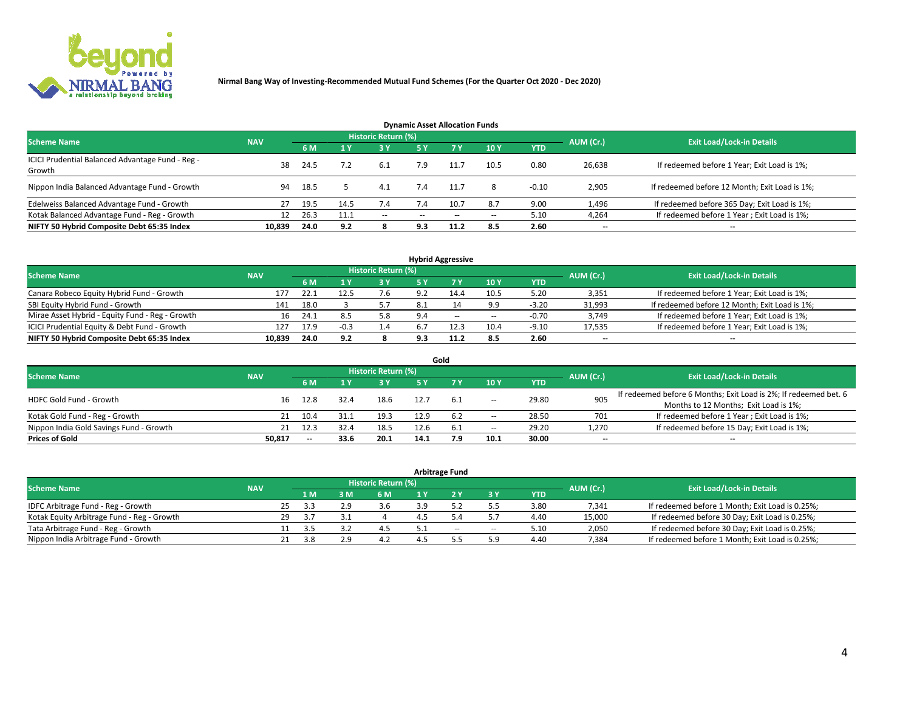Nirmal Bang Way of Investing-Recommended Mutual Fund Schemes (For the Quarter Oct 2020 - Dec 2020)

## Dynamic Asset Allocation Funds

| Scheme Name | NAV | Historic Return (%) | | | | | | | AUM (Cr.) | Exit Load/Lock-in Details |
|---|---|---|---|---|---|---|---|---|---|---|
| | | 6 M | 1 Y | 3 Y | 5 Y | 7 Y | 10 Y | YTD | | |
| ICICI Prudential Balanced Advantage Fund - Reg - Growth | 38 | 24.5 | 7.2 | 6.1 | 7.9 | 11.7 | 10.5 | 0.80 | 26,638 | If redeemed before 1 Year; Exit Load is 1%; |
| Nippon India Balanced Advantage Fund - Growth | 94 | 18.5 | 5 | 4.1 | 7.4 | 11.7 | 8 | -0.10 | 2,905 | If redeemed before 12 Month; Exit Load is 1%; |
| Edelweiss Balanced Advantage Fund - Growth | 27 | 19.5 | 14.5 | 7.4 | 7.4 | 10.7 | 8.7 | 9.00 | 1,496 | If redeemed before 365 Day; Exit Load is 1%; |
| Kotak Balanced Advantage Fund - Reg - Growth | 12 | 26.3 | 11.1 | -- | -- | -- | -- | 5.10 | 4,264 | If redeemed before 1 Year ; Exit Load is 1%; |
| **NIFTY 50 Hybrid Composite Debt 65:35 Index** | **10,839** | **24.0** | **9.2** | **8** | **9.3** | **11.2** | **8.5** | **2.60** | **--** | **--** |

## Hybrid Aggressive

| Scheme Name | NAV | Historic Return (%) | | | | | | | AUM (Cr.) | Exit Load/Lock-in Details |
|---|---|---|---|---|---|---|---|---|---|---|
| | | 6 M | 1 Y | 3 Y | 5 Y | 7 Y | 10 Y | YTD | | |
| Canara Robeco Equity Hybrid Fund - Growth | 177 | 22.1 | 12.5 | 7.6 | 9.2 | 14.4 | 10.5 | 5.20 | 3,351 | If redeemed before 1 Year; Exit Load is 1%; |
| SBI Equity Hybrid Fund - Growth | 141 | 18.0 | 3 | 5.7 | 8.1 | 14 | 9.9 | -3.20 | 31,993 | If redeemed before 12 Month; Exit Load is 1%; |
| Mirae Asset Hybrid - Equity Fund - Reg - Growth | 16 | 24.1 | 8.5 | 5.8 | 9.4 | -- | -- | -0.70 | 3,749 | If redeemed before 1 Year; Exit Load is 1%; |
| ICICI Prudential Equity & Debt Fund - Growth | 127 | 17.9 | -0.3 | 1.4 | 6.7 | 12.3 | 10.4 | -9.10 | 17,535 | If redeemed before 1 Year; Exit Load is 1%; |
| **NIFTY 50 Hybrid Composite Debt 65:35 Index** | **10,839** | **24.0** | **9.2** | **8** | **9.3** | **11.2** | **8.5** | **2.60** | **--** | **--** |

## Gold

| Scheme Name | NAV | Historic Return (%) | | | | | | | AUM (Cr.) | Exit Load/Lock-in Details |
|---|---|---|---|---|---|---|---|---|---|---|
| | | 6 M | 1 Y | 3 Y | 5 Y | 7 Y | 10 Y | YTD | | |
| HDFC Gold Fund - Growth | 16 | 12.8 | 32.4 | 18.6 | 12.7 | 6.1 | -- | 29.80 | 905 | If redeemed before 6 Months; Exit Load is 2%; If redeemed bet. 6 Months to 12 Months; Exit Load is 1%; |
| Kotak Gold Fund - Reg - Growth | 21 | 10.4 | 31.1 | 19.3 | 12.9 | 6.2 | -- | 28.50 | 701 | If redeemed before 1 Year ; Exit Load is 1%; |
| Nippon India Gold Savings Fund - Growth | 21 | 12.3 | 32.4 | 18.5 | 12.6 | 6.1 | -- | 29.20 | 1,270 | If redeemed before 15 Day; Exit Load is 1%; |
| **Prices of Gold** | **50,817** | **--** | **33.6** | **20.1** | **14.1** | **7.9** | **10.1** | **30.00** | **--** | **--** |

## Arbitrage Fund

| Scheme Name | NAV | Historic Return (%) | | | | | | | AUM (Cr.) | Exit Load/Lock-in Details |
|---|---|---|---|---|---|---|---|---|---|---|
| | | 1 M | 3 M | 6 M | 1 Y | 2 Y | 3 Y | YTD | | |
| IDFC Arbitrage Fund - Reg - Growth | 25 | 3.3 | 2.9 | 3.6 | 3.9 | 5.2 | 5.5 | 3.80 | 7,341 | If redeemed before 1 Month; Exit Load is 0.25%; |
| Kotak Equity Arbitrage Fund - Reg - Growth | 29 | 3.7 | 3.1 | 4 | 4.5 | 5.4 | 5.7 | 4.40 | 15,000 | If redeemed before 30 Day; Exit Load is 0.25%; |
| Tata Arbitrage Fund - Reg - Growth | 11 | 3.5 | 3.2 | 4.5 | 5.1 | -- | -- | 5.10 | 2,050 | If redeemed before 30 Day; Exit Load is 0.25%; |
| Nippon India Arbitrage Fund - Growth | 21 | 3.8 | 2.9 | 4.2 | 4.5 | 5.5 | 5.9 | 4.40 | 7,384 | If redeemed before 1 Month; Exit Load is 0.25%; |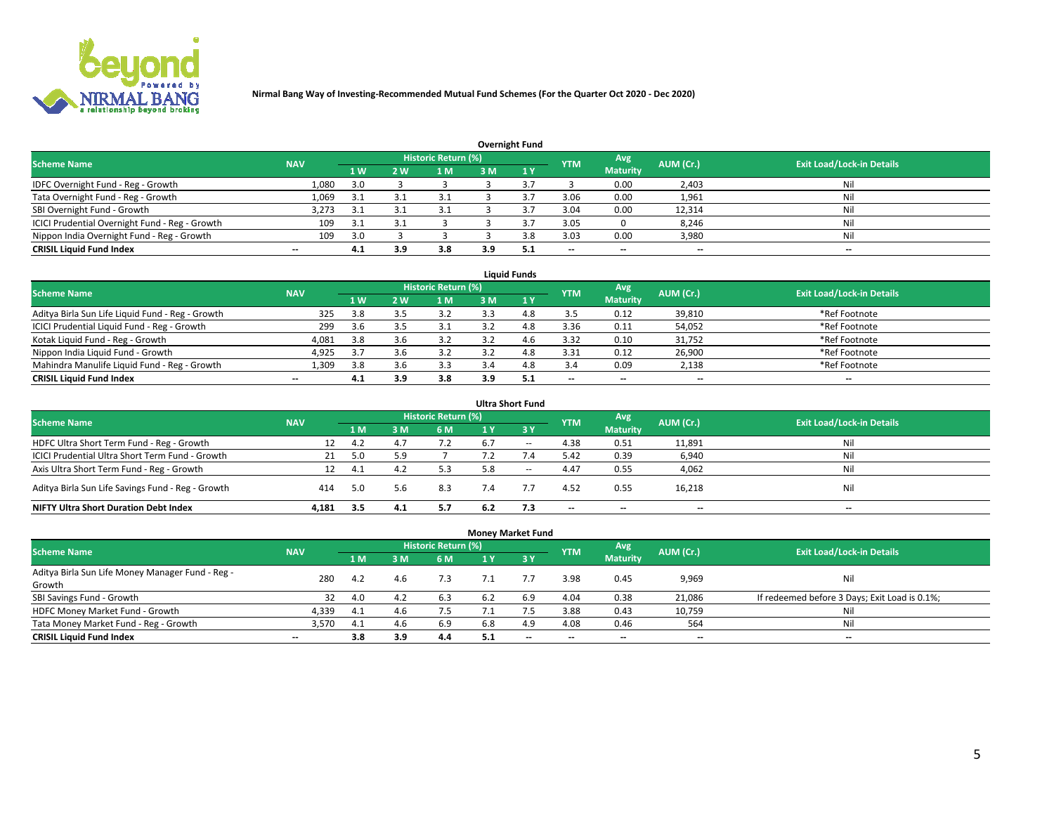**Nirmal Bang Way of Investing-Recommended Mutual Fund Schemes (For the Quarter Oct 2020 - Dec 2020)**

## Overnight Fund

| Scheme Name | NAV | Historic Return (%) | | | | | YTM | Avg Maturity | AUM (Cr.) | Exit Load/Lock-in Details |
|---|---|---|---|---|---|---|---|---|---|---|
| | | 1 W | 2 W | 1 M | 3 M | 1 Y | | | | |
| IDFC Overnight Fund - Reg - Growth | 1,080 | 3.0 | 3 | 3 | 3 | 3.7 | 3 | 0.00 | 2,403 | Nil |
| Tata Overnight Fund - Reg - Growth | 1,069 | 3.1 | 3.1 | 3.1 | 3 | 3.7 | 3.06 | 0.00 | 1,961 | Nil |
| SBI Overnight Fund - Growth | 3,273 | 3.1 | 3.1 | 3.1 | 3 | 3.7 | 3.04 | 0.00 | 12,314 | Nil |
| ICICI Prudential Overnight Fund - Reg - Growth | 109 | 3.1 | 3.1 | 3 | 3 | 3.7 | 3.05 | 0 | 8,246 | Nil |
| Nippon India Overnight Fund - Reg - Growth | 109 | 3.0 | 3 | 3 | 3 | 3.8 | 3.03 | 0.00 | 3,980 | Nil |
| **CRISIL Liquid Fund Index** | -- | **4.1** | **3.9** | **3.8** | **3.9** | **5.1** | -- | -- | -- | -- |

## Liquid Funds

| Scheme Name | NAV | Historic Return (%) | | | | | YTM | Avg Maturity | AUM (Cr.) | Exit Load/Lock-in Details |
|---|---|---|---|---|---|---|---|---|---|---|
| | | 1 W | 2 W | 1 M | 3 M | 1 Y | | | | |
| Aditya Birla Sun Life Liquid Fund - Reg - Growth | 325 | 3.8 | 3.5 | 3.2 | 3.3 | 4.8 | 3.5 | 0.12 | 39,810 | *Ref Footnote |
| ICICI Prudential Liquid Fund - Reg - Growth | 299 | 3.6 | 3.5 | 3.1 | 3.2 | 4.8 | 3.36 | 0.11 | 54,052 | *Ref Footnote |
| Kotak Liquid Fund - Reg - Growth | 4,081 | 3.8 | 3.6 | 3.2 | 3.2 | 4.6 | 3.32 | 0.10 | 31,752 | *Ref Footnote |
| Nippon India Liquid Fund - Growth | 4,925 | 3.7 | 3.6 | 3.2 | 3.2 | 4.8 | 3.31 | 0.12 | 26,900 | *Ref Footnote |
| Mahindra Manulife Liquid Fund - Reg - Growth | 1,309 | 3.8 | 3.6 | 3.3 | 3.4 | 4.8 | 3.4 | 0.09 | 2,138 | *Ref Footnote |
| **CRISIL Liquid Fund Index** | -- | **4.1** | **3.9** | **3.8** | **3.9** | **5.1** | -- | -- | -- | -- |

## Ultra Short Fund

| Scheme Name | NAV | Historic Return (%) | | | | | YTM | Avg Maturity | AUM (Cr.) | Exit Load/Lock-in Details |
|---|---|---|---|---|---|---|---|---|---|---|
| | | 1 M | 3 M | 6 M | 1 Y | 3 Y | | | | |
| HDFC Ultra Short Term Fund - Reg - Growth | 12 | 4.2 | 4.7 | 7.2 | 6.7 | -- | 4.38 | 0.51 | 11,891 | Nil |
| ICICI Prudential Ultra Short Term Fund - Growth | 21 | 5.0 | 5.9 | 7 | 7.2 | 7.4 | 5.42 | 0.39 | 6,940 | Nil |
| Axis Ultra Short Term Fund - Reg - Growth | 12 | 4.1 | 4.2 | 5.3 | 5.8 | -- | 4.47 | 0.55 | 4,062 | Nil |
| Aditya Birla Sun Life Savings Fund - Reg - Growth | 414 | 5.0 | 5.6 | 8.3 | 7.4 | 7.7 | 4.52 | 0.55 | 16,218 | Nil |
| **NIFTY Ultra Short Duration Debt Index** | **4,181** | **3.5** | **4.1** | **5.7** | **6.2** | **7.3** | -- | -- | -- | -- |

## Money Market Fund

| Scheme Name | NAV | Historic Return (%) | | | | | YTM | Avg Maturity | AUM (Cr.) | Exit Load/Lock-in Details |
|---|---|---|---|---|---|---|---|---|---|---|
| | | 1 M | 3 M | 6 M | 1 Y | 3 Y | | | | |
| Aditya Birla Sun Life Money Manager Fund - Reg - Growth | 280 | 4.2 | 4.6 | 7.3 | 7.1 | 7.7 | 3.98 | 0.45 | 9,969 | Nil |
| SBI Savings Fund - Growth | 32 | 4.0 | 4.2 | 6.3 | 6.2 | 6.9 | 4.04 | 0.38 | 21,086 | If redeemed before 3 Days; Exit Load is 0.1%; |
| HDFC Money Market Fund - Growth | 4,339 | 4.1 | 4.6 | 7.5 | 7.1 | 7.5 | 3.88 | 0.43 | 10,759 | Nil |
| Tata Money Market Fund - Reg - Growth | 3,570 | 4.1 | 4.6 | 6.9 | 6.8 | 4.9 | 4.08 | 0.46 | 564 | Nil |
| **CRISIL Liquid Fund Index** | -- | **3.8** | **3.9** | **4.4** | **5.1** | -- | -- | -- | -- | -- |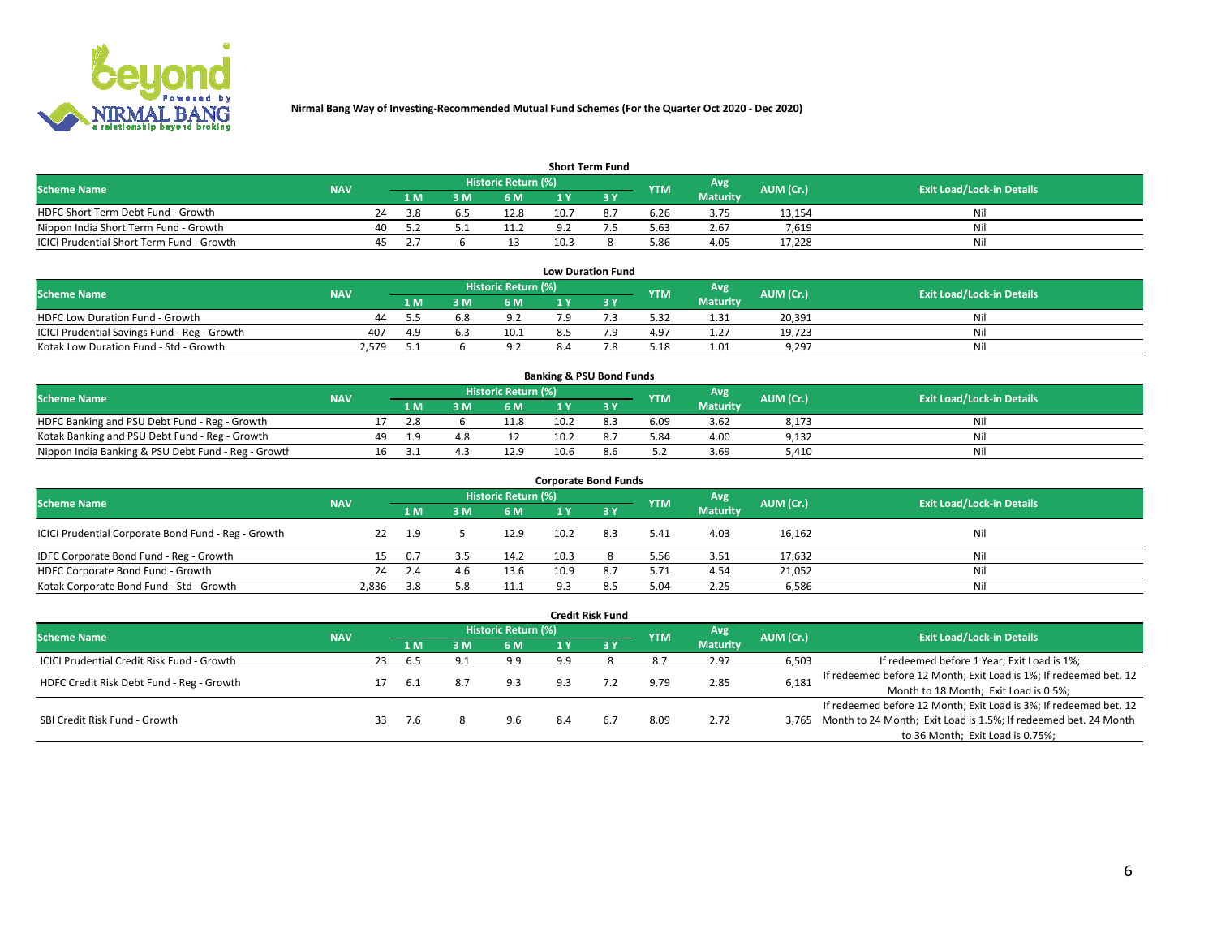Nirmal Bang Way of Investing-Recommended Mutual Fund Schemes (For the Quarter Oct 2020 - Dec 2020)

## Short Term Fund

| Scheme Name | NAV | Historic Return (%) | | | | | YTM | Avg Maturity | AUM (Cr.) | Exit Load/Lock-in Details |
|---|---|---|---|---|---|---|---|---|---|---|
| | | 1 M | 3 M | 6 M | 1 Y | 3 Y | | | | |
| HDFC Short Term Debt Fund - Growth | 24 | 3.8 | 6.5 | 12.8 | 10.7 | 8.7 | 6.26 | 3.75 | 13,154 | Nil |
| Nippon India Short Term Fund - Growth | 40 | 5.2 | 5.1 | 11.2 | 9.2 | 7.5 | 5.63 | 2.67 | 7,619 | Nil |
| ICICI Prudential Short Term Fund - Growth | 45 | 2.7 | 6 | 13 | 10.3 | 8 | 5.86 | 4.05 | 17,228 | Nil |

## Low Duration Fund

| Scheme Name | NAV | Historic Return (%) | | | | | YTM | Avg Maturity | AUM (Cr.) | Exit Load/Lock-in Details |
|---|---|---|---|---|---|---|---|---|---|---|
| | | 1 M | 3 M | 6 M | 1 Y | 3 Y | | | | |
| HDFC Low Duration Fund - Growth | 44 | 5.5 | 6.8 | 9.2 | 7.9 | 7.3 | 5.32 | 1.31 | 20,391 | Nil |
| ICICI Prudential Savings Fund - Reg - Growth | 407 | 4.9 | 6.3 | 10.1 | 8.5 | 7.9 | 4.97 | 1.27 | 19,723 | Nil |
| Kotak Low Duration Fund - Std - Growth | 2,579 | 5.1 | 6 | 9.2 | 8.4 | 7.8 | 5.18 | 1.01 | 9,297 | Nil |

## Banking & PSU Bond Funds

| Scheme Name | NAV | Historic Return (%) | | | | | YTM | Avg Maturity | AUM (Cr.) | Exit Load/Lock-in Details |
|---|---|---|---|---|---|---|---|---|---|---|
| | | 1 M | 3 M | 6 M | 1 Y | 3 Y | | | | |
| HDFC Banking and PSU Debt Fund - Reg - Growth | 17 | 2.8 | 6 | 11.8 | 10.2 | 8.3 | 6.09 | 3.62 | 8,173 | Nil |
| Kotak Banking and PSU Debt Fund - Reg - Growth | 49 | 1.9 | 4.8 | 12 | 10.2 | 8.7 | 5.84 | 4.00 | 9,132 | Nil |
| Nippon India Banking & PSU Debt Fund - Reg - Growth | 16 | 3.1 | 4.3 | 12.9 | 10.6 | 8.6 | 5.2 | 3.69 | 5,410 | Nil |

## Corporate Bond Funds

| Scheme Name | NAV | Historic Return (%) | | | | | YTM | Avg Maturity | AUM (Cr.) | Exit Load/Lock-in Details |
|---|---|---|---|---|---|---|---|---|---|---|
| | | 1 M | 3 M | 6 M | 1 Y | 3 Y | | | | |
| ICICI Prudential Corporate Bond Fund - Reg - Growth | 22 | 1.9 | 5 | 12.9 | 10.2 | 8.3 | 5.41 | 4.03 | 16,162 | Nil |
| IDFC Corporate Bond Fund - Reg - Growth | 15 | 0.7 | 3.5 | 14.2 | 10.3 | 8 | 5.56 | 3.51 | 17,632 | Nil |
| HDFC Corporate Bond Fund - Growth | 24 | 2.4 | 4.6 | 13.6 | 10.9 | 8.7 | 5.71 | 4.54 | 21,052 | Nil |
| Kotak Corporate Bond Fund - Std - Growth | 2,836 | 3.8 | 5.8 | 11.1 | 9.3 | 8.5 | 5.04 | 2.25 | 6,586 | Nil |

## Credit Risk Fund

| Scheme Name | NAV | Historic Return (%) | | | | | YTM | Avg Maturity | AUM (Cr.) | Exit Load/Lock-in Details |
|---|---|---|---|---|---|---|---|---|---|---|
| | | 1 M | 3 M | 6 M | 1 Y | 3 Y | | | | |
| ICICI Prudential Credit Risk Fund - Growth | 23 | 6.5 | 9.1 | 9.9 | 9.9 | 8 | 8.7 | 2.97 | 6,503 | If redeemed before 1 Year; Exit Load is 1%; |
| HDFC Credit Risk Debt Fund - Reg - Growth | 17 | 6.1 | 8.7 | 9.3 | 9.3 | 7.2 | 9.79 | 2.85 | 6,181 | If redeemed before 12 Month; Exit Load is 1%; If redeemed bet. 12 Month to 18 Month; Exit Load is 0.5%; |
| SBI Credit Risk Fund - Growth | 33 | 7.6 | 8 | 9.6 | 8.4 | 6.7 | 8.09 | 2.72 | 3,765 | If redeemed before 12 Month; Exit Load is 3%; If redeemed bet. 12 Month to 24 Month; Exit Load is 1.5%; If redeemed bet. 24 Month to 36 Month; Exit Load is 0.75%; |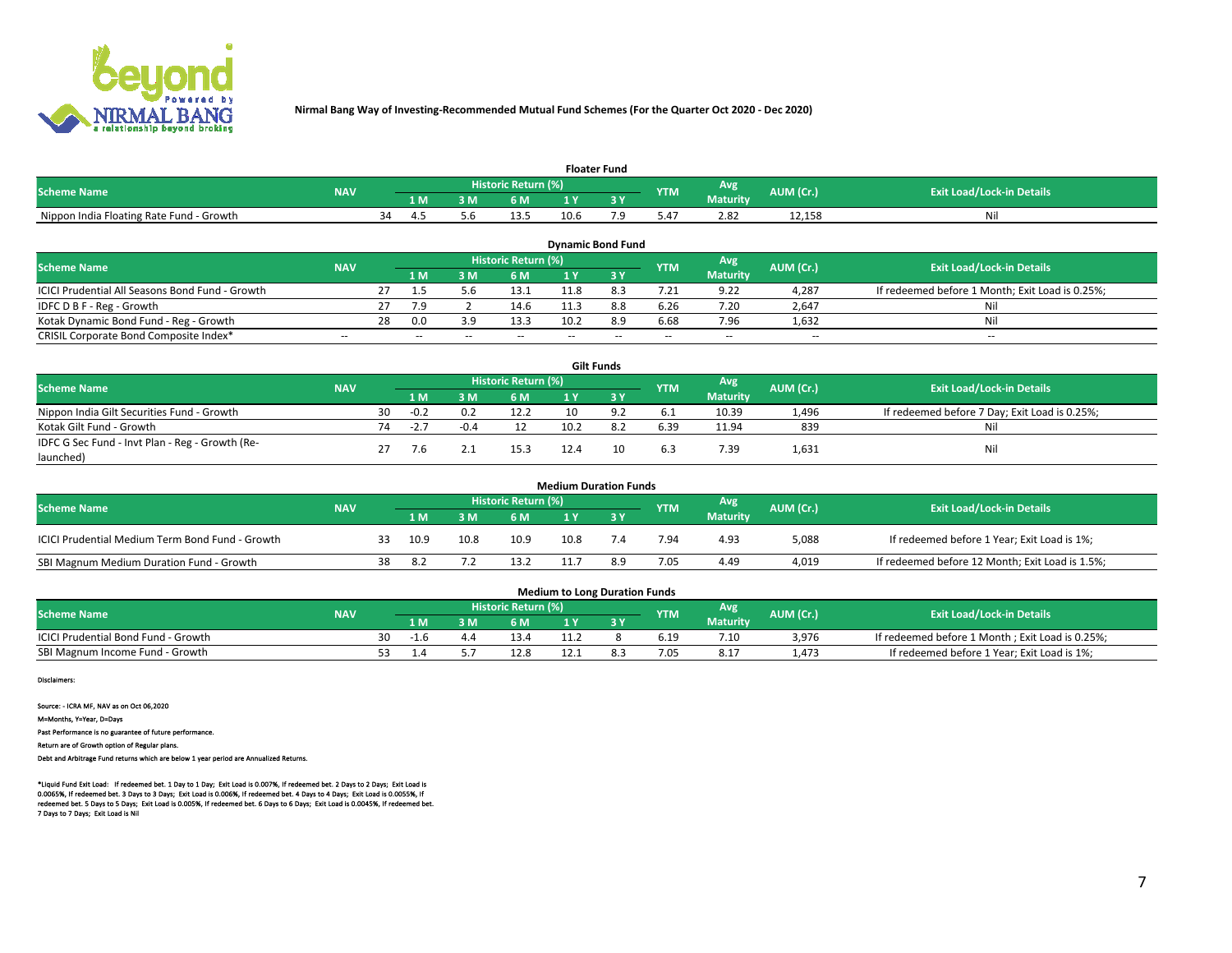**Nirmal Bang Way of Investing-Recommended Mutual Fund Schemes (For the Quarter Oct 2020 - Dec 2020)**

### Floater Fund

| Scheme Name | NAV | Historic Return (%) | | | | | YTM | Avg Maturity | AUM (Cr.) | Exit Load/Lock-in Details |
|---|---|---|---|---|---|---|---|---|---|---|
| | | 1 M | 3 M | 6 M | 1 Y | 3 Y | | | | |
| Nippon India Floating Rate Fund - Growth | 34 | 4.5 | 5.6 | 13.5 | 10.6 | 7.9 | 5.47 | 2.82 | 12,158 | Nil |

### Dynamic Bond Fund

| Scheme Name | NAV | Historic Return (%) | | | | | YTM | Avg Maturity | AUM (Cr.) | Exit Load/Lock-in Details |
|---|---|---|---|---|---|---|---|---|---|---|
| | | 1 M | 3 M | 6 M | 1 Y | 3 Y | | | | |
| ICICI Prudential All Seasons Bond Fund - Growth | 27 | 1.5 | 5.6 | 13.1 | 11.8 | 8.3 | 7.21 | 9.22 | 4,287 | If redeemed before 1 Month; Exit Load is 0.25%; |
| IDFC D B F - Reg - Growth | 27 | 7.9 | 2 | 14.6 | 11.3 | 8.8 | 6.26 | 7.20 | 2,647 | Nil |
| Kotak Dynamic Bond Fund - Reg - Growth | 28 | 0.0 | 3.9 | 13.3 | 10.2 | 8.9 | 6.68 | 7.96 | 1,632 | Nil |
| CRISIL Corporate Bond Composite Index* | -- | -- | -- | -- | -- | -- | -- | -- | -- | -- |

### Gilt Funds

| Scheme Name | NAV | Historic Return (%) | | | | | YTM | Avg Maturity | AUM (Cr.) | Exit Load/Lock-in Details |
|---|---|---|---|---|---|---|---|---|---|---|
| | | 1 M | 3 M | 6 M | 1 Y | 3 Y | | | | |
| Nippon India Gilt Securities Fund - Growth | 30 | -0.2 | 0.2 | 12.2 | 10 | 9.2 | 6.1 | 10.39 | 1,496 | If redeemed before 7 Day; Exit Load is 0.25%; |
| Kotak Gilt Fund - Growth | 74 | -2.7 | -0.4 | 12 | 10.2 | 8.2 | 6.39 | 11.94 | 839 | Nil |
| IDFC G Sec Fund - Invt Plan - Reg - Growth (Re-launched) | 27 | 7.6 | 2.1 | 15.3 | 12.4 | 10 | 6.3 | 7.39 | 1,631 | Nil |

### Medium Duration Funds

| Scheme Name | NAV | Historic Return (%) | | | | | YTM | Avg Maturity | AUM (Cr.) | Exit Load/Lock-in Details |
|---|---|---|---|---|---|---|---|---|---|---|
| | | 1 M | 3 M | 6 M | 1 Y | 3 Y | | | | |
| ICICI Prudential Medium Term Bond Fund - Growth | 33 | 10.9 | 10.8 | 10.9 | 10.8 | 7.4 | 7.94 | 4.93 | 5,088 | If redeemed before 1 Year; Exit Load is 1%; |
| SBI Magnum Medium Duration Fund - Growth | 38 | 8.2 | 7.2 | 13.2 | 11.7 | 8.9 | 7.05 | 4.49 | 4,019 | If redeemed before 12 Month; Exit Load is 1.5%; |

### Medium to Long Duration Funds

| Scheme Name | NAV | Historic Return (%) | | | | | YTM | Avg Maturity | AUM (Cr.) | Exit Load/Lock-in Details |
|---|---|---|---|---|---|---|---|---|---|---|
| | | 1 M | 3 M | 6 M | 1 Y | 3 Y | | | | |
| ICICI Prudential Bond Fund - Growth | 30 | -1.6 | 4.4 | 13.4 | 11.2 | 8 | 6.19 | 7.10 | 3,976 | If redeemed before 1 Month ; Exit Load is 0.25%; |
| SBI Magnum Income Fund - Growth | 53 | 1.4 | 5.7 | 12.8 | 12.1 | 8.3 | 7.05 | 8.17 | 1,473 | If redeemed before 1 Year; Exit Load is 1%; |

Disclaimers:

Source: - ICRA MF, NAV as on Oct 06,2020

M=Months, Y=Year, D=Days

Past Performance is no guarantee of future performance.

Return are of Growth option of Regular plans.

Debt and Arbitrage Fund returns which are below 1 year period are Annualized Returns.

*Liquid Fund Exit Load: If redeemed bet. 1 Day to 1 Day; Exit Load is 0.007%, If redeemed bet. 2 Days to 2 Days; Exit Load is 0.0065%, If redeemed bet. 3 Days to 3 Days; Exit Load is 0.006%, If redeemed bet. 4 Days to 4 Days; Exit Load is 0.0055%, If redeemed bet. 5 Days to 5 Days; Exit Load is 0.005%, If redeemed bet. 6 Days to 6 Days; Exit Load is 0.0045%, If redeemed bet. 7 Days to 7 Days; Exit Load is Nil